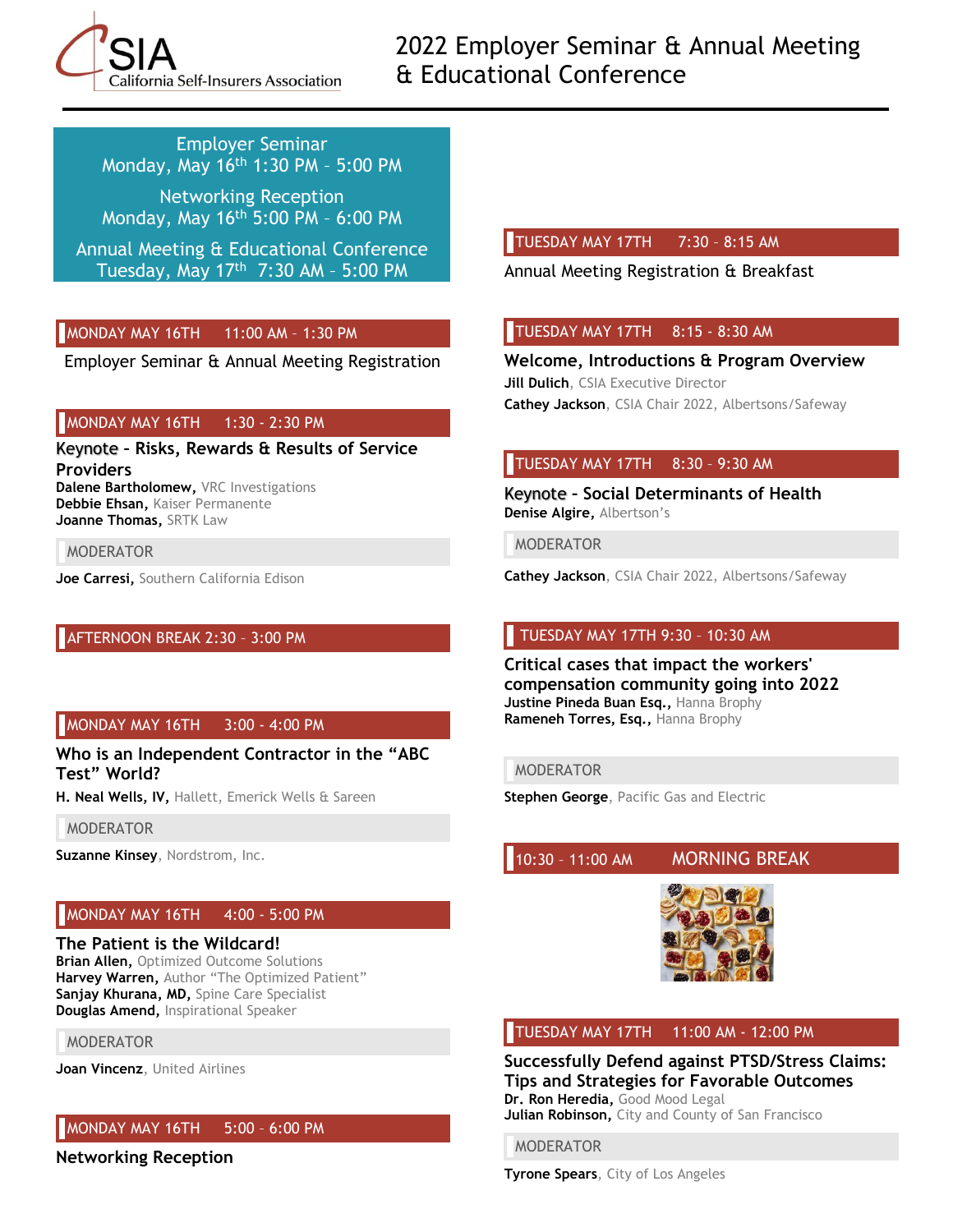# 2022 Employer Seminar & Annual Meeting & Educational Conference

CSIA California Self-Insurers Association

**Employer Seminar**
Monday, May 16th 1:30 PM – 5:00 PM

**Networking Reception**
Monday, May 16th 5:00 PM – 6:00 PM

**Annual Meeting & Educational Conference**
Tuesday, May 17th 7:30 AM – 5:00 PM

## MONDAY MAY 16TH 11:00 AM – 1:30 PM

Employer Seminar & Annual Meeting Registration

## MONDAY MAY 16TH 1:30 - 2:30 PM

### Keynote - Risks, Rewards & Results of Service Providers

**Dalene Bartholomew,** VRC Investigations
**Debbie Ehsan,** Kaiser Permanente
**Joanne Thomas,** SRTK Law

MODERATOR

**Joe Carresi,** Southern California Edison

## AFTERNOON BREAK 2:30 – 3:00 PM

## MONDAY MAY 16TH 3:00 - 4:00 PM

### Who is an Independent Contractor in the "ABC Test" World?

**H. Neal Wells, IV,** Hallett, Emerick Wells & Sareen

MODERATOR

**Suzanne Kinsey**, Nordstrom, Inc.

## MONDAY MAY 16TH 4:00 - 5:00 PM

### The Patient is the Wildcard!

**Brian Allen,** Optimized Outcome Solutions
**Harvey Warren,** Author "The Optimized Patient"
**Sanjay Khurana, MD,** Spine Care Specialist
**Douglas Amend,** Inspirational Speaker

MODERATOR

**Joan Vincenz**, United Airlines

## MONDAY MAY 16TH 5:00 – 6:00 PM

### Networking Reception

## TUESDAY MAY 17TH 7:30 – 8:15 AM

Annual Meeting Registration & Breakfast

## TUESDAY MAY 17TH 8:15 - 8:30 AM

### Welcome, Introductions & Program Overview

**Jill Dulich**, CSIA Executive Director
**Cathey Jackson**, CSIA Chair 2022, Albertsons/Safeway

## TUESDAY MAY 17TH 8:30 – 9:30 AM

### Keynote - Social Determinants of Health

**Denise Algire,** Albertson's

MODERATOR

**Cathey Jackson**, CSIA Chair 2022, Albertsons/Safeway

## TUESDAY MAY 17TH 9:30 – 10:30 AM

### Critical cases that impact the workers' compensation community going into 2022

**Justine Pineda Buan Esq.,** Hanna Brophy
**Rameneh Torres, Esq.,** Hanna Brophy

MODERATOR

**Stephen George**, Pacific Gas and Electric

## 10:30 – 11:00 AM MORNING BREAK

## TUESDAY MAY 17TH 11:00 AM - 12:00 PM

### Successfully Defend against PTSD/Stress Claims: Tips and Strategies for Favorable Outcomes

**Dr. Ron Heredia,** Good Mood Legal
**Julian Robinson,** City and County of San Francisco

MODERATOR

**Tyrone Spears**, City of Los Angeles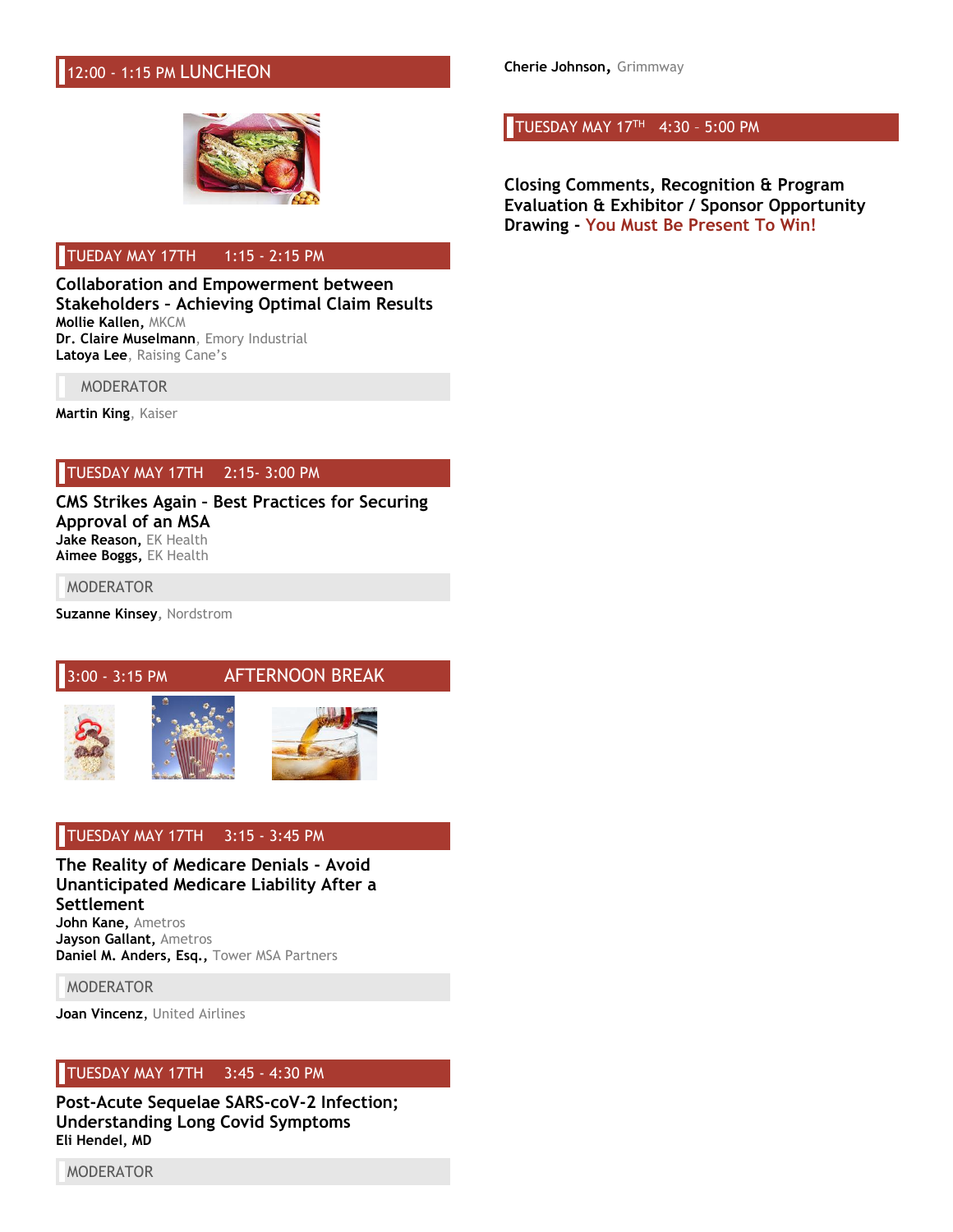## 12:00 - 1:15 PM LUNCHEON

## TUEDAY MAY 17TH 1:15 - 2:15 PM

**Collaboration and Empowerment between Stakeholders - Achieving Optimal Claim Results**

**Mollie Kallen,** MKCM
**Dr. Claire Muselmann**, Emory Industrial
**Latoya Lee**, Raising Cane's

MODERATOR

**Martin King**, Kaiser

## TUESDAY MAY 17TH 2:15- 3:00 PM

**CMS Strikes Again - Best Practices for Securing Approval of an MSA**

**Jake Reason,** EK Health
**Aimee Boggs,** EK Health

MODERATOR

**Suzanne Kinsey**, Nordstrom

## 3:00 - 3:15 PM AFTERNOON BREAK

## TUESDAY MAY 17TH 3:15 - 3:45 PM

**The Reality of Medicare Denials - Avoid Unanticipated Medicare Liability After a Settlement**

**John Kane,** Ametros
**Jayson Gallant,** Ametros
**Daniel M. Anders, Esq.,** Tower MSA Partners

MODERATOR

**Joan Vincenz**, United Airlines

## TUESDAY MAY 17TH 3:45 - 4:30 PM

**Post-Acute Sequelae SARS-coV-2 Infection; Understanding Long Covid Symptoms**

**Eli Hendel, MD**

MODERATOR

**Cherie Johnson,** Grimmway

## TUESDAY MAY 17TH 4:30 – 5:00 PM

**Closing Comments, Recognition & Program Evaluation & Exhibitor / Sponsor Opportunity Drawing - You Must Be Present To Win!**